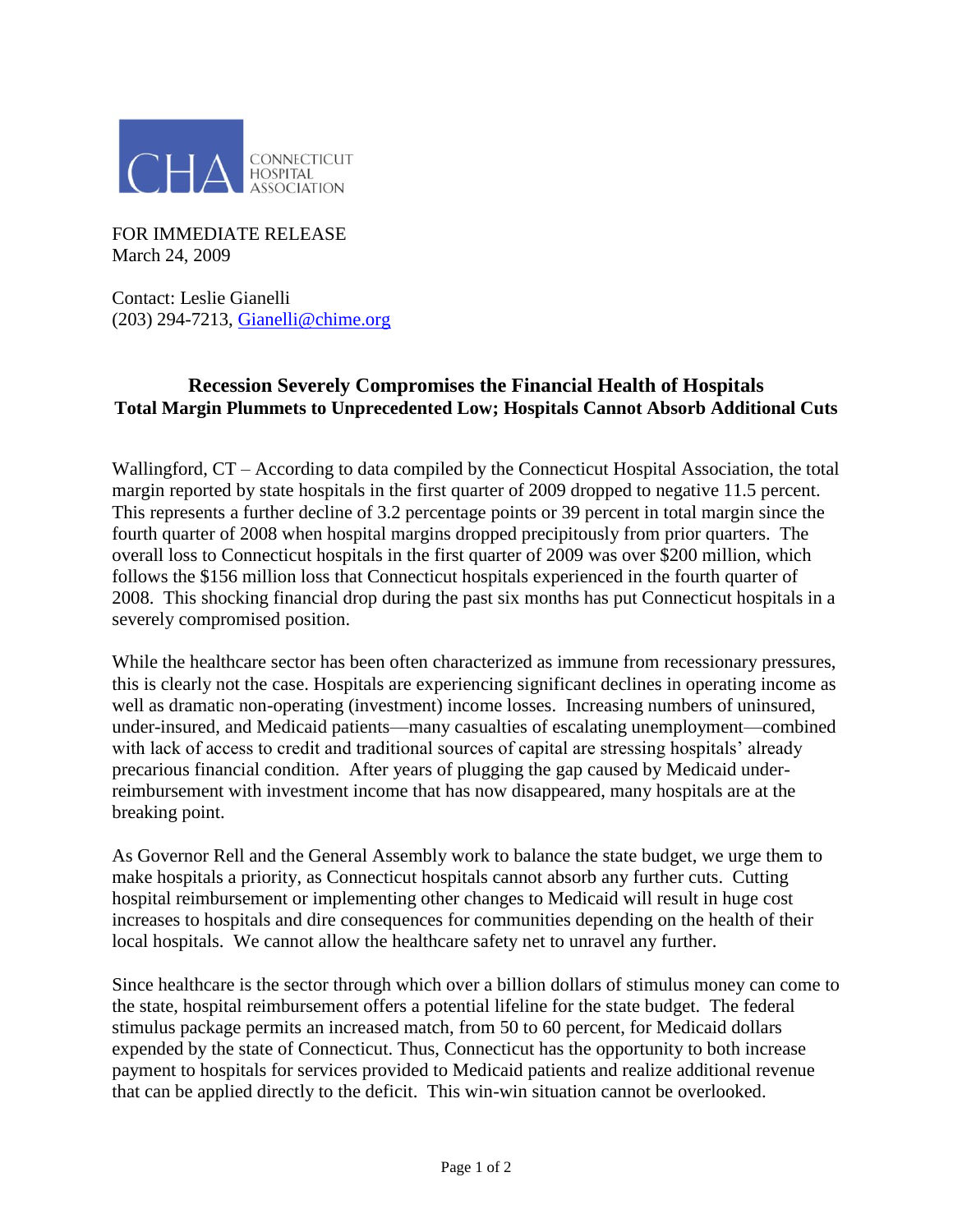CONNECTICUT HOSPITAL ASSOCIATION

FOR IMMEDIATE RELEASE
March 24, 2009

Contact: Leslie Gianelli
(203) 294-7213, Gianelli@chime.org

## Recession Severely Compromises the Financial Health of Hospitals
### Total Margin Plummets to Unprecedented Low; Hospitals Cannot Absorb Additional Cuts

Wallingford, CT – According to data compiled by the Connecticut Hospital Association, the total margin reported by state hospitals in the first quarter of 2009 dropped to negative 11.5 percent. This represents a further decline of 3.2 percentage points or 39 percent in total margin since the fourth quarter of 2008 when hospital margins dropped precipitously from prior quarters. The overall loss to Connecticut hospitals in the first quarter of 2009 was over $200 million, which follows the $156 million loss that Connecticut hospitals experienced in the fourth quarter of 2008. This shocking financial drop during the past six months has put Connecticut hospitals in a severely compromised position.

While the healthcare sector has been often characterized as immune from recessionary pressures, this is clearly not the case. Hospitals are experiencing significant declines in operating income as well as dramatic non-operating (investment) income losses. Increasing numbers of uninsured, under-insured, and Medicaid patients—many casualties of escalating unemployment—combined with lack of access to credit and traditional sources of capital are stressing hospitals' already precarious financial condition. After years of plugging the gap caused by Medicaid under-reimbursement with investment income that has now disappeared, many hospitals are at the breaking point.

As Governor Rell and the General Assembly work to balance the state budget, we urge them to make hospitals a priority, as Connecticut hospitals cannot absorb any further cuts. Cutting hospital reimbursement or implementing other changes to Medicaid will result in huge cost increases to hospitals and dire consequences for communities depending on the health of their local hospitals. We cannot allow the healthcare safety net to unravel any further.

Since healthcare is the sector through which over a billion dollars of stimulus money can come to the state, hospital reimbursement offers a potential lifeline for the state budget. The federal stimulus package permits an increased match, from 50 to 60 percent, for Medicaid dollars expended by the state of Connecticut. Thus, Connecticut has the opportunity to both increase payment to hospitals for services provided to Medicaid patients and realize additional revenue that can be applied directly to the deficit. This win-win situation cannot be overlooked.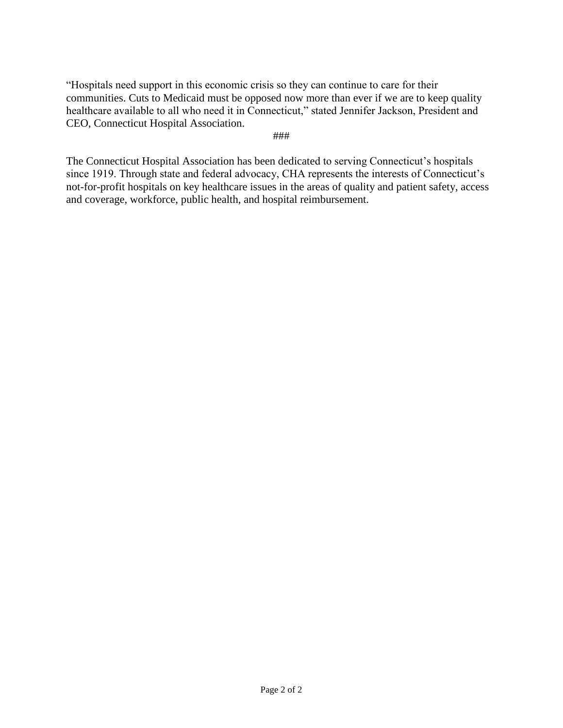"Hospitals need support in this economic crisis so they can continue to care for their communities. Cuts to Medicaid must be opposed now more than ever if we are to keep quality healthcare available to all who need it in Connecticut," stated Jennifer Jackson, President and CEO, Connecticut Hospital Association.

###

The Connecticut Hospital Association has been dedicated to serving Connecticut's hospitals since 1919. Through state and federal advocacy, CHA represents the interests of Connecticut's not-for-profit hospitals on key healthcare issues in the areas of quality and patient safety, access and coverage, workforce, public health, and hospital reimbursement.